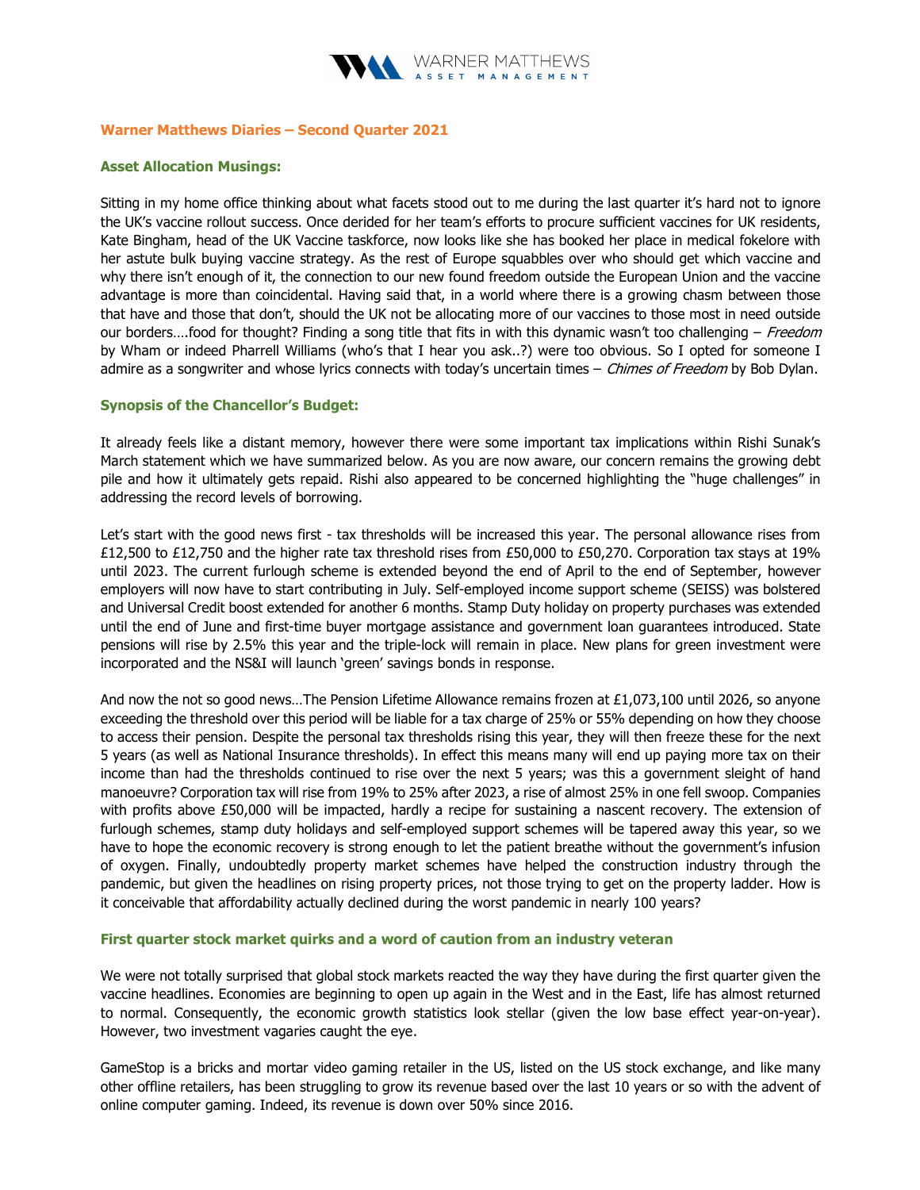## Warner Matthews Diaries – Second Quarter 2021

### Asset Allocation Musings:

Sitting in my home office thinking about what facets stood out to me during the last quarter it's hard not to ignore the UK's vaccine rollout success. Once derided for her team's efforts to procure sufficient vaccines for UK residents, Kate Bingham, head of the UK Vaccine taskforce, now looks like she has booked her place in medical fokelore with her astute bulk buying vaccine strategy. As the rest of Europe squabbles over who should get which vaccine and why there isn't enough of it, the connection to our new found freedom outside the European Union and the vaccine advantage is more than coincidental. Having said that, in a world where there is a growing chasm between those that have and those that don't, should the UK not be allocating more of our vaccines to those most in need outside our borders….food for thought? Finding a song title that fits in with this dynamic wasn't too challenging – *Freedom* by Wham or indeed Pharrell Williams (who's that I hear you ask..?) were too obvious. So I opted for someone I admire as a songwriter and whose lyrics connects with today's uncertain times – *Chimes of Freedom* by Bob Dylan.

### Synopsis of the Chancellor's Budget:

It already feels like a distant memory, however there were some important tax implications within Rishi Sunak's March statement which we have summarized below. As you are now aware, our concern remains the growing debt pile and how it ultimately gets repaid. Rishi also appeared to be concerned highlighting the "huge challenges" in addressing the record levels of borrowing.

Let's start with the good news first - tax thresholds will be increased this year. The personal allowance rises from £12,500 to £12,750 and the higher rate tax threshold rises from £50,000 to £50,270. Corporation tax stays at 19% until 2023. The current furlough scheme is extended beyond the end of April to the end of September, however employers will now have to start contributing in July. Self-employed income support scheme (SEISS) was bolstered and Universal Credit boost extended for another 6 months. Stamp Duty holiday on property purchases was extended until the end of June and first-time buyer mortgage assistance and government loan guarantees introduced. State pensions will rise by 2.5% this year and the triple-lock will remain in place. New plans for green investment were incorporated and the NS&I will launch 'green' savings bonds in response.

And now the not so good news…The Pension Lifetime Allowance remains frozen at £1,073,100 until 2026, so anyone exceeding the threshold over this period will be liable for a tax charge of 25% or 55% depending on how they choose to access their pension. Despite the personal tax thresholds rising this year, they will then freeze these for the next 5 years (as well as National Insurance thresholds). In effect this means many will end up paying more tax on their income than had the thresholds continued to rise over the next 5 years; was this a government sleight of hand manoeuvre? Corporation tax will rise from 19% to 25% after 2023, a rise of almost 25% in one fell swoop. Companies with profits above £50,000 will be impacted, hardly a recipe for sustaining a nascent recovery. The extension of furlough schemes, stamp duty holidays and self-employed support schemes will be tapered away this year, so we have to hope the economic recovery is strong enough to let the patient breathe without the government's infusion of oxygen. Finally, undoubtedly property market schemes have helped the construction industry through the pandemic, but given the headlines on rising property prices, not those trying to get on the property ladder. How is it conceivable that affordability actually declined during the worst pandemic in nearly 100 years?

### First quarter stock market quirks and a word of caution from an industry veteran

We were not totally surprised that global stock markets reacted the way they have during the first quarter given the vaccine headlines. Economies are beginning to open up again in the West and in the East, life has almost returned to normal. Consequently, the economic growth statistics look stellar (given the low base effect year-on-year). However, two investment vagaries caught the eye.

GameStop is a bricks and mortar video gaming retailer in the US, listed on the US stock exchange, and like many other offline retailers, has been struggling to grow its revenue based over the last 10 years or so with the advent of online computer gaming. Indeed, its revenue is down over 50% since 2016.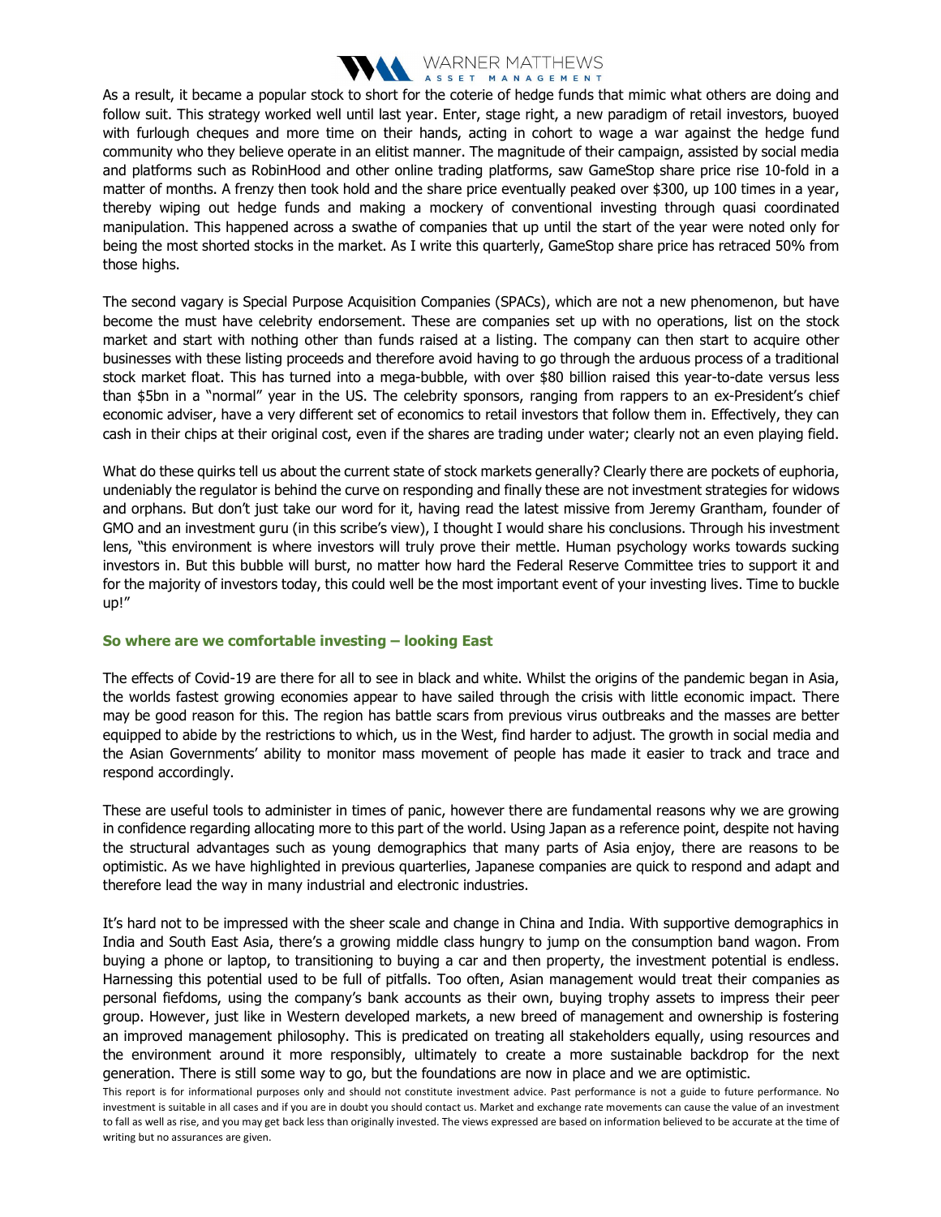As a result, it became a popular stock to short for the coterie of hedge funds that mimic what others are doing and follow suit. This strategy worked well until last year. Enter, stage right, a new paradigm of retail investors, buoyed with furlough cheques and more time on their hands, acting in cohort to wage a war against the hedge fund community who they believe operate in an elitist manner. The magnitude of their campaign, assisted by social media and platforms such as RobinHood and other online trading platforms, saw GameStop share price rise 10-fold in a matter of months. A frenzy then took hold and the share price eventually peaked over $300, up 100 times in a year, thereby wiping out hedge funds and making a mockery of conventional investing through quasi coordinated manipulation. This happened across a swathe of companies that up until the start of the year were noted only for being the most shorted stocks in the market. As I write this quarterly, GameStop share price has retraced 50% from those highs.

The second vagary is Special Purpose Acquisition Companies (SPACs), which are not a new phenomenon, but have become the must have celebrity endorsement. These are companies set up with no operations, list on the stock market and start with nothing other than funds raised at a listing. The company can then start to acquire other businesses with these listing proceeds and therefore avoid having to go through the arduous process of a traditional stock market float. This has turned into a mega-bubble, with over $80 billion raised this year-to-date versus less than $5bn in a "normal" year in the US. The celebrity sponsors, ranging from rappers to an ex-President's chief economic adviser, have a very different set of economics to retail investors that follow them in. Effectively, they can cash in their chips at their original cost, even if the shares are trading under water; clearly not an even playing field.

What do these quirks tell us about the current state of stock markets generally? Clearly there are pockets of euphoria, undeniably the regulator is behind the curve on responding and finally these are not investment strategies for widows and orphans. But don't just take our word for it, having read the latest missive from Jeremy Grantham, founder of GMO and an investment guru (in this scribe's view), I thought I would share his conclusions. Through his investment lens, "this environment is where investors will truly prove their mettle. Human psychology works towards sucking investors in. But this bubble will burst, no matter how hard the Federal Reserve Committee tries to support it and for the majority of investors today, this could well be the most important event of your investing lives. Time to buckle up!"

### So where are we comfortable investing – looking East

The effects of Covid-19 are there for all to see in black and white. Whilst the origins of the pandemic began in Asia, the worlds fastest growing economies appear to have sailed through the crisis with little economic impact. There may be good reason for this. The region has battle scars from previous virus outbreaks and the masses are better equipped to abide by the restrictions to which, us in the West, find harder to adjust. The growth in social media and the Asian Governments' ability to monitor mass movement of people has made it easier to track and trace and respond accordingly.

These are useful tools to administer in times of panic, however there are fundamental reasons why we are growing in confidence regarding allocating more to this part of the world. Using Japan as a reference point, despite not having the structural advantages such as young demographics that many parts of Asia enjoy, there are reasons to be optimistic. As we have highlighted in previous quarterlies, Japanese companies are quick to respond and adapt and therefore lead the way in many industrial and electronic industries.

It's hard not to be impressed with the sheer scale and change in China and India. With supportive demographics in India and South East Asia, there's a growing middle class hungry to jump on the consumption band wagon. From buying a phone or laptop, to transitioning to buying a car and then property, the investment potential is endless. Harnessing this potential used to be full of pitfalls. Too often, Asian management would treat their companies as personal fiefdoms, using the company's bank accounts as their own, buying trophy assets to impress their peer group. However, just like in Western developed markets, a new breed of management and ownership is fostering an improved management philosophy. This is predicated on treating all stakeholders equally, using resources and the environment around it more responsibly, ultimately to create a more sustainable backdrop for the next generation. There is still some way to go, but the foundations are now in place and we are optimistic.

This report is for informational purposes only and should not constitute investment advice. Past performance is not a guide to future performance. No investment is suitable in all cases and if you are in doubt you should contact us. Market and exchange rate movements can cause the value of an investment to fall as well as rise, and you may get back less than originally invested. The views expressed are based on information believed to be accurate at the time of writing but no assurances are given.